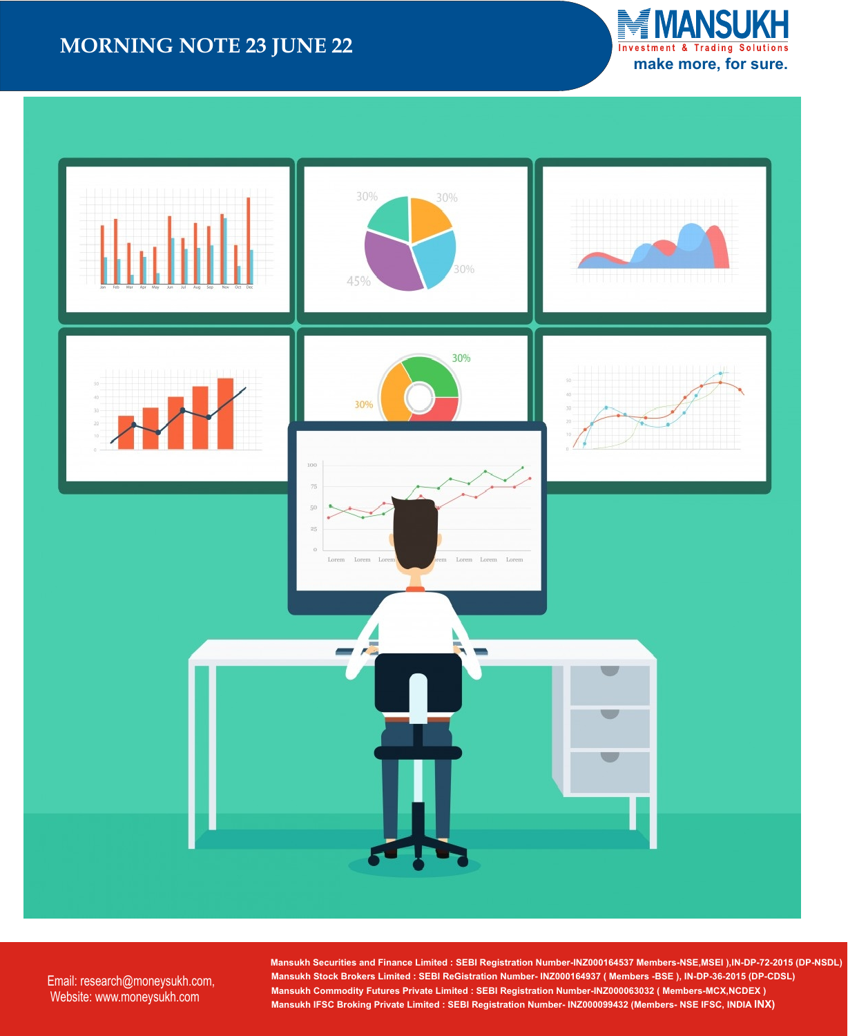# MORNING NOTE 23 JUNE 22

MANSUKH
Investment & Trading Solutions
make more, for sure.

Email: research@moneysukh.com,
Website: www.moneysukh.com

**Mansukh Securities and Finance Limited : SEBI Registration Number-INZ000164537 Members-NSE,MSEI ),IN-DP-72-2015 (DP-NSDL)**
**Mansukh Stock Brokers Limited : SEBI ReGistration Number- INZ000164937 ( Members -BSE ), IN-DP-36-2015 (DP-CDSL)**
**Mansukh Commodity Futures Private Limited : SEBI Registration Number-INZ000063032 ( Members-MCX,NCDEX )**
**Mansukh IFSC Broking Private Limited : SEBI Registration Number- INZ000099432 (Members- NSE IFSC, INDIA INX)**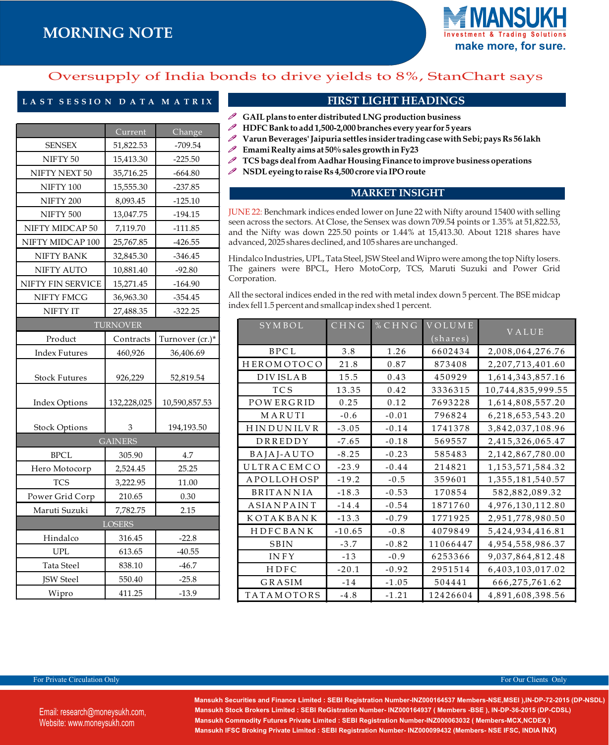# MORNING NOTE

MANSUKH Investment & Trading Solutions — make more, for sure.

## Oversupply of India bonds to drive yields to 8%, StanChart says

## LAST SESSION DATA MATRIX

| | Current | Change |
|---|---|---|
| SENSEX | 51,822.53 | -709.54 |
| NIFTY 50 | 15,413.30 | -225.50 |
| NIFTY NEXT 50 | 35,716.25 | -664.80 |
| NIFTY 100 | 15,555.30 | -237.85 |
| NIFTY 200 | 8,093.45 | -125.10 |
| NIFTY 500 | 13,047.75 | -194.15 |
| NIFTY MIDCAP 50 | 7,119.70 | -111.85 |
| NIFTY MIDCAP 100 | 25,767.85 | -426.55 |
| NIFTY BANK | 32,845.30 | -346.45 |
| NIFTY AUTO | 10,881.40 | -92.80 |
| NIFTY FIN SERVICE | 15,271.45 | -164.90 |
| NIFTY FMCG | 36,963.30 | -354.45 |
| NIFTY IT | 27,488.35 | -322.25 |

**TURNOVER**

| Product | Contracts | Turnover (cr.)* |
|---|---|---|
| Index Futures | 460,926 | 36,406.69 |
| Stock Futures | 926,229 | 52,819.54 |
| Index Options | 132,228,025 | 10,590,857.53 |
| Stock Options | 3 | 194,193.50 |

**GAINERS**

| | | |
|---|---|---|
| BPCL | 305.90 | 4.7 |
| Hero Motocorp | 2,524.45 | 25.25 |
| TCS | 3,222.95 | 11.00 |
| Power Grid Corp | 210.65 | 0.30 |
| Maruti Suzuki | 7,782.75 | 2.15 |

**LOSERS**

| | | |
|---|---|---|
| Hindalco | 316.45 | -22.8 |
| UPL | 613.65 | -40.55 |
| Tata Steel | 838.10 | -46.7 |
| JSW Steel | 550.40 | -25.8 |
| Wipro | 411.25 | -13.9 |

## FIRST LIGHT HEADINGS

- **GAIL plans to enter distributed LNG production business**
- **HDFC Bank to add 1,500-2,000 branches every year for 5 years**
- **Varun Beverages' Jaipuria settles insider trading case with Sebi; pays Rs 56 lakh**
- **Emami Realty aims at 50% sales growth in Fy23**
- **TCS bags deal from Aadhar Housing Finance to improve business operations**
- **NSDL eyeing to raise Rs 4,500 crore via IPO route**

## MARKET INSIGHT

JUNE 22: Benchmark indices ended lower on June 22 with Nifty around 15400 with selling seen across the sectors. At Close, the Sensex was down 709.54 points or 1.35% at 51,822.53, and the Nifty was down 225.50 points or 1.44% at 15,413.30. About 1218 shares have advanced, 2025 shares declined, and 105 shares are unchanged.

Hindalco Industries, UPL, Tata Steel, JSW Steel and Wipro were among the top Nifty losers. The gainers were BPCL, Hero MotoCorp, TCS, Maruti Suzuki and Power Grid Corporation.

All the sectoral indices ended in the red with metal index down 5 percent. The BSE midcap index fell 1.5 percent and smallcap index shed 1 percent.

| SYMBOL | CHNG | %CHNG | VOLUME (shares) | VALUE |
|---|---|---|---|---|
| BPCL | 3.8 | 1.26 | 6602434 | 2,008,064,276.76 |
| HEROMOTOCO | 21.8 | 0.87 | 873408 | 2,207,713,401.60 |
| DIVISLAB | 15.5 | 0.43 | 450929 | 1,614,343,857.16 |
| TCS | 13.35 | 0.42 | 3336315 | 10,744,835,999.55 |
| POWERGRID | 0.25 | 0.12 | 7693228 | 1,614,808,557.20 |
| MARUTI | -0.6 | -0.01 | 796824 | 6,218,653,543.20 |
| HINDUNILVR | -3.05 | -0.14 | 1741378 | 3,842,037,108.96 |
| DRREDDY | -7.65 | -0.18 | 569557 | 2,415,326,065.47 |
| BAJAJ-AUTO | -8.25 | -0.23 | 585483 | 2,142,867,780.00 |
| ULTRACEMCO | -23.9 | -0.44 | 214821 | 1,153,571,584.32 |
| APOLLOHOSP | -19.2 | -0.5 | 359601 | 1,355,181,540.57 |
| BRITANNIA | -18.3 | -0.53 | 170854 | 582,882,089.32 |
| ASIANPAINT | -14.4 | -0.54 | 1871760 | 4,976,130,112.80 |
| KOTAKBANK | -13.3 | -0.79 | 1771925 | 2,951,778,980.50 |
| HDFCBANK | -10.65 | -0.8 | 4079849 | 5,424,934,416.81 |
| SBIN | -3.7 | -0.82 | 11066447 | 4,954,558,986.37 |
| INFY | -13 | -0.9 | 6253366 | 9,037,864,812.48 |
| HDFC | -20.1 | -0.92 | 2951514 | 6,403,103,017.02 |
| GRASIM | -14 | -1.05 | 504441 | 666,275,761.62 |
| TATAMOTORS | -4.8 | -1.21 | 12426604 | 4,891,608,398.56 |

For Private Circulation Only — For Our Clients Only

Email: research@moneysukh.com,
Website: www.moneysukh.com

Mansukh Securities and Finance Limited : SEBI Registration Number-INZ000164537 Members-NSE,MSEI ),IN-DP-72-2015 (DP-NSDL)
Mansukh Stock Brokers Limited : SEBI ReGistration Number- INZ000164937 ( Members -BSE ), IN-DP-36-2015 (DP-CDSL)
Mansukh Commodity Futures Private Limited : SEBI Registration Number-INZ000063032 ( Members-MCX,NCDEX )
Mansukh IFSC Broking Private Limited : SEBI Registration Number- INZ000099432 (Members- NSE IFSC, INDIA INX)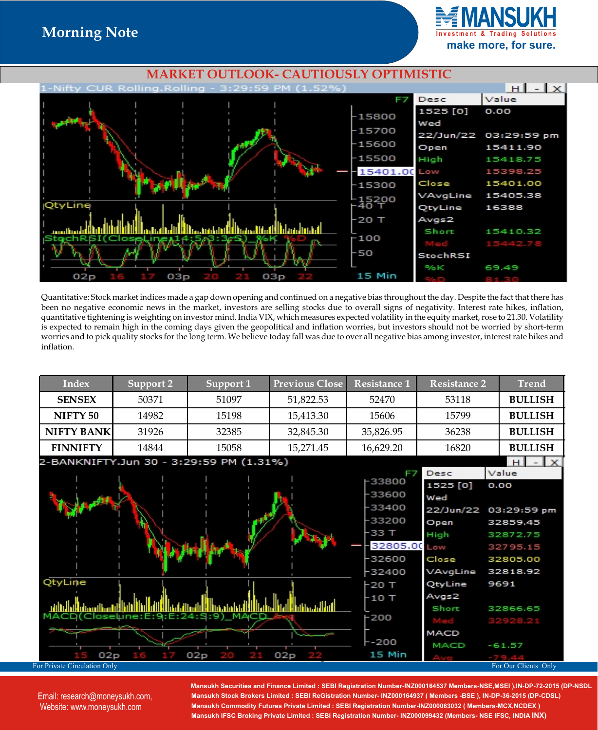## MARKET OUTLOOK- CAUTIOUSLY OPTIMISTIC

Quantitative: Stock market indices made a gap down opening and continued on a negative bias throughout the day. Despite the fact that there has been no negative economic news in the market, investors are selling stocks due to overall signs of negativity. Interest rate hikes, inflation, quantitative tightening is weighting on investor mind. India VIX, which measures expected volatility in the equity market, rose to 21.30. Volatility is expected to remain high in the coming days given the geopolitical and inflation worries, but investors should not be worried by short-term worries and to pick quality stocks for the long term. We believe today fall was due to over all negative bias among investor, interest rate hikes and inflation.

| Index | Support 2 | Support 1 | Previous Close | Resistance 1 | Resistance 2 | Trend |
|---|---|---|---|---|---|---|
| **SENSEX** | 50371 | 51097 | 51,822.53 | 52470 | 53118 | **BULLISH** |
| **NIFTY 50** | 14982 | 15198 | 15,413.30 | 15606 | 15799 | **BULLISH** |
| **NIFTY BANK** | 31926 | 32385 | 32,845.30 | 35,826.95 | 36238 | **BULLISH** |
| **FINNIFTY** | 14844 | 15058 | 15,271.45 | 16,629.20 | 16820 | **BULLISH** |

For Private Circulation Only

For Our Clients Only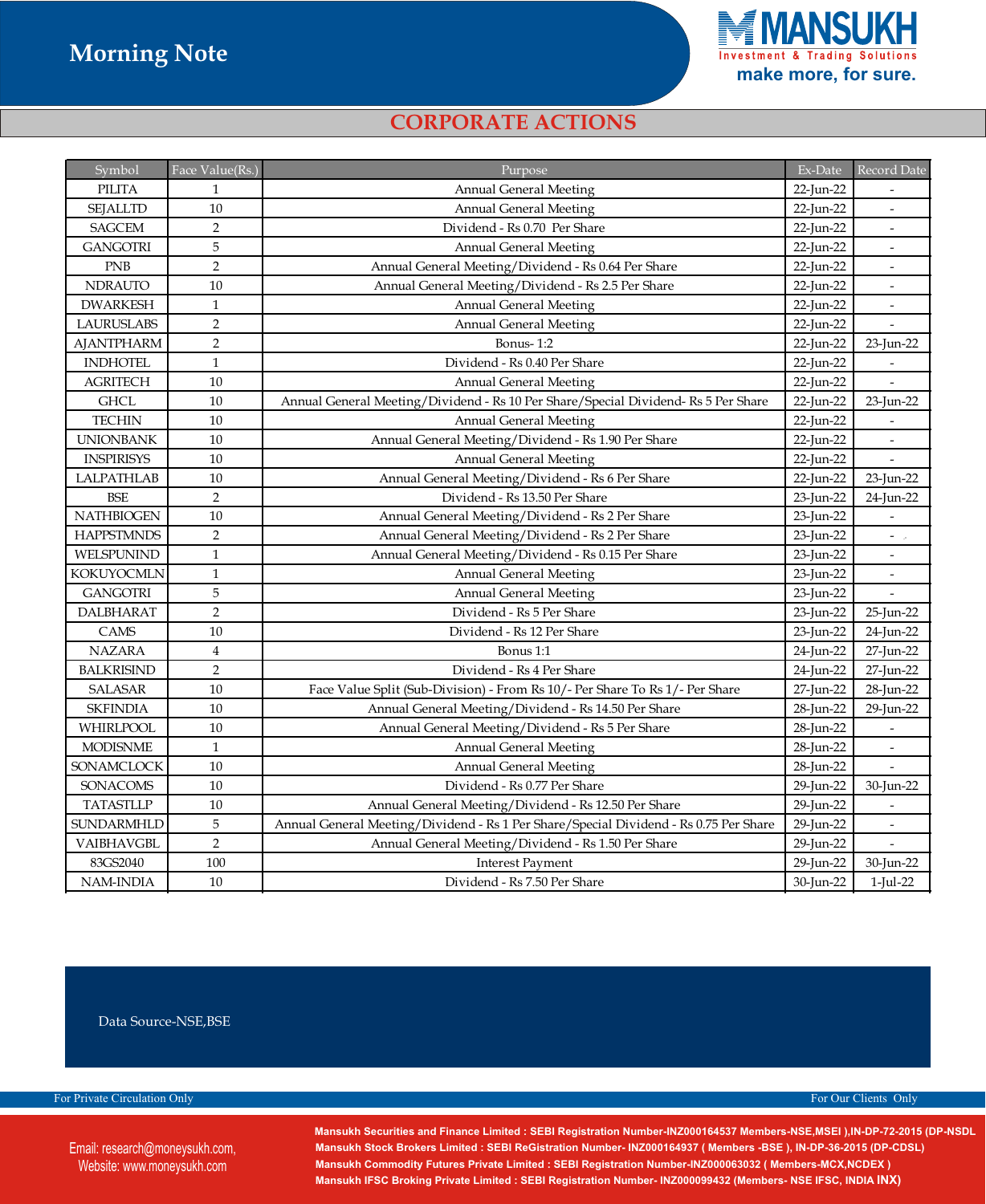# Morning Note

## CORPORATE ACTIONS

| Symbol | Face Value(Rs.) | Purpose | Ex-Date | Record Date |
|---|---|---|---|---|
| PILITA | 1 | Annual General Meeting | 22-Jun-22 | - |
| SEJALLTD | 10 | Annual General Meeting | 22-Jun-22 | - |
| SAGCEM | 2 | Dividend - Rs 0.70 Per Share | 22-Jun-22 | - |
| GANGOTRI | 5 | Annual General Meeting | 22-Jun-22 | - |
| PNB | 2 | Annual General Meeting/Dividend - Rs 0.64 Per Share | 22-Jun-22 | - |
| NDRAUTO | 10 | Annual General Meeting/Dividend - Rs 2.5 Per Share | 22-Jun-22 | - |
| DWARKESH | 1 | Annual General Meeting | 22-Jun-22 | - |
| LAURUSLABS | 2 | Annual General Meeting | 22-Jun-22 | - |
| AJANTPHARM | 2 | Bonus- 1:2 | 22-Jun-22 | 23-Jun-22 |
| INDHOTEL | 1 | Dividend - Rs 0.40 Per Share | 22-Jun-22 | - |
| AGRITECH | 10 | Annual General Meeting | 22-Jun-22 | - |
| GHCL | 10 | Annual General Meeting/Dividend - Rs 10 Per Share/Special Dividend- Rs 5 Per Share | 22-Jun-22 | 23-Jun-22 |
| TECHIN | 10 | Annual General Meeting | 22-Jun-22 | - |
| UNIONBANK | 10 | Annual General Meeting/Dividend - Rs 1.90 Per Share | 22-Jun-22 | - |
| INSPIRISYS | 10 | Annual General Meeting | 22-Jun-22 | - |
| LALPATHLAB | 10 | Annual General Meeting/Dividend - Rs 6 Per Share | 22-Jun-22 | 23-Jun-22 |
| BSE | 2 | Dividend - Rs 13.50 Per Share | 23-Jun-22 | 24-Jun-22 |
| NATHBIOGEN | 10 | Annual General Meeting/Dividend - Rs 2 Per Share | 23-Jun-22 | - |
| HAPPSTMNDS | 2 | Annual General Meeting/Dividend - Rs 2 Per Share | 23-Jun-22 | - |
| WELSPUNIND | 1 | Annual General Meeting/Dividend - Rs 0.15 Per Share | 23-Jun-22 | - |
| KOKUYOCMLN | 1 | Annual General Meeting | 23-Jun-22 | - |
| GANGOTRI | 5 | Annual General Meeting | 23-Jun-22 | - |
| DALBHARAT | 2 | Dividend - Rs 5 Per Share | 23-Jun-22 | 25-Jun-22 |
| CAMS | 10 | Dividend - Rs 12 Per Share | 23-Jun-22 | 24-Jun-22 |
| NAZARA | 4 | Bonus 1:1 | 24-Jun-22 | 27-Jun-22 |
| BALKRISIND | 2 | Dividend - Rs 4 Per Share | 24-Jun-22 | 27-Jun-22 |
| SALASAR | 10 | Face Value Split (Sub-Division) - From Rs 10/- Per Share To Rs 1/- Per Share | 27-Jun-22 | 28-Jun-22 |
| SKFINDIA | 10 | Annual General Meeting/Dividend - Rs 14.50 Per Share | 28-Jun-22 | 29-Jun-22 |
| WHIRLPOOL | 10 | Annual General Meeting/Dividend - Rs 5 Per Share | 28-Jun-22 | - |
| MODISNME | 1 | Annual General Meeting | 28-Jun-22 | - |
| SONAMCLOCK | 10 | Annual General Meeting | 28-Jun-22 | - |
| SONACOMS | 10 | Dividend - Rs 0.77 Per Share | 29-Jun-22 | 30-Jun-22 |
| TATASTLLP | 10 | Annual General Meeting/Dividend - Rs 12.50 Per Share | 29-Jun-22 | - |
| SUNDARMHLD | 5 | Annual General Meeting/Dividend - Rs 1 Per Share/Special Dividend - Rs 0.75 Per Share | 29-Jun-22 | - |
| VAIBHAVGBL | 2 | Annual General Meeting/Dividend - Rs 1.50 Per Share | 29-Jun-22 | - |
| 83GS2040 | 100 | Interest Payment | 29-Jun-22 | 30-Jun-22 |
| NAM-INDIA | 10 | Dividend - Rs 7.50 Per Share | 30-Jun-22 | 1-Jul-22 |

Data Source-NSE,BSE

For Private Circulation Only

For Our Clients Only

Email: research@moneysukh.com,
Website: www.moneysukh.com

**Mansukh Securities and Finance Limited : SEBI Registration Number-INZ000164537 Members-NSE,MSEI ),IN-DP-72-2015 (DP-NSDL**
**Mansukh Stock Brokers Limited : SEBI ReGistration Number- INZ000164937 ( Members -BSE ), IN-DP-36-2015 (DP-CDSL)**
**Mansukh Commodity Futures Private Limited : SEBI Registration Number-INZ000063032 ( Members-MCX,NCDEX )**
**Mansukh IFSC Broking Private Limited : SEBI Registration Number- INZ000099432 (Members- NSE IFSC, INDIA INX)**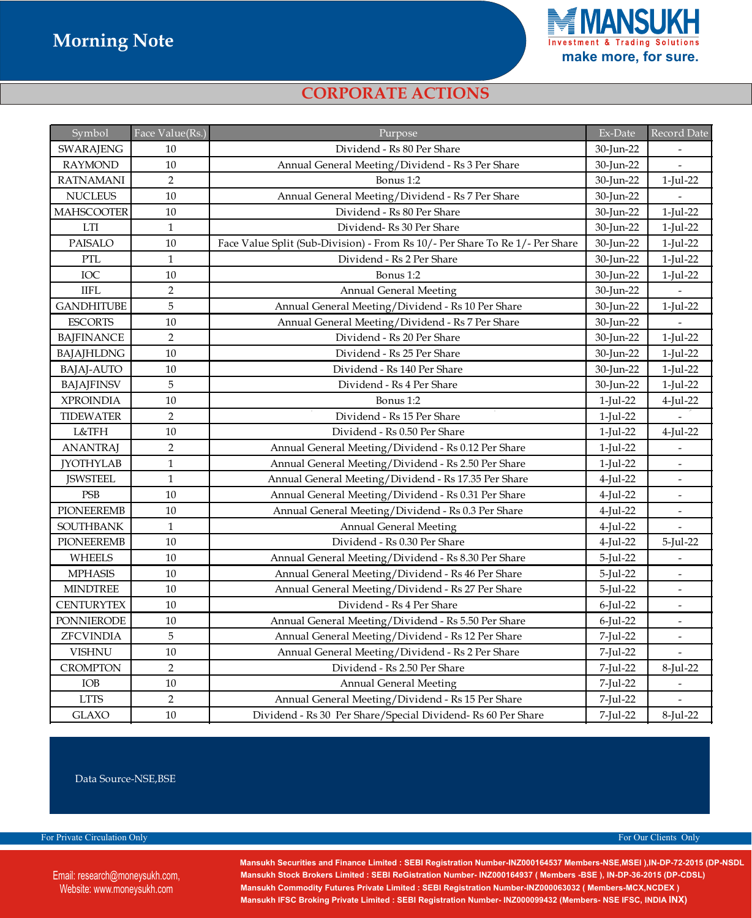## CORPORATE ACTIONS

| Symbol | Face Value(Rs.) | Purpose | Ex-Date | Record Date |
|---|---|---|---|---|
| SWARAJENG | 10 | Dividend - Rs 80 Per Share | 30-Jun-22 | - |
| RAYMOND | 10 | Annual General Meeting/Dividend - Rs 3 Per Share | 30-Jun-22 | - |
| RATNAMANI | 2 | Bonus 1:2 | 30-Jun-22 | 1-Jul-22 |
| NUCLEUS | 10 | Annual General Meeting/Dividend - Rs 7 Per Share | 30-Jun-22 | - |
| MAHSCOOTER | 10 | Dividend - Rs 80 Per Share | 30-Jun-22 | 1-Jul-22 |
| LTI | 1 | Dividend- Rs 30 Per Share | 30-Jun-22 | 1-Jul-22 |
| PAISALO | 10 | Face Value Split (Sub-Division) - From Rs 10/- Per Share To Re 1/- Per Share | 30-Jun-22 | 1-Jul-22 |
| PTL | 1 | Dividend - Rs 2 Per Share | 30-Jun-22 | 1-Jul-22 |
| IOC | 10 | Bonus 1:2 | 30-Jun-22 | 1-Jul-22 |
| IIFL | 2 | Annual General Meeting | 30-Jun-22 | - |
| GANDHITUBE | 5 | Annual General Meeting/Dividend - Rs 10 Per Share | 30-Jun-22 | 1-Jul-22 |
| ESCORTS | 10 | Annual General Meeting/Dividend - Rs 7 Per Share | 30-Jun-22 | - |
| BAJFINANCE | 2 | Dividend - Rs 20 Per Share | 30-Jun-22 | 1-Jul-22 |
| BAJAJHLDNG | 10 | Dividend - Rs 25 Per Share | 30-Jun-22 | 1-Jul-22 |
| BAJAJ-AUTO | 10 | Dividend - Rs 140 Per Share | 30-Jun-22 | 1-Jul-22 |
| BAJAJFINSV | 5 | Dividend - Rs 4 Per Share | 30-Jun-22 | 1-Jul-22 |
| XPROINDIA | 10 | Bonus 1:2 | 1-Jul-22 | 4-Jul-22 |
| TIDEWATER | 2 | Dividend - Rs 15 Per Share | 1-Jul-22 | - |
| L&TFH | 10 | Dividend - Rs 0.50 Per Share | 1-Jul-22 | 4-Jul-22 |
| ANANTRAJ | 2 | Annual General Meeting/Dividend - Rs 0.12 Per Share | 1-Jul-22 | - |
| JYOTHYLAB | 1 | Annual General Meeting/Dividend - Rs 2.50 Per Share | 1-Jul-22 | - |
| JSWSTEEL | 1 | Annual General Meeting/Dividend - Rs 17.35 Per Share | 4-Jul-22 | - |
| PSB | 10 | Annual General Meeting/Dividend - Rs 0.31 Per Share | 4-Jul-22 | - |
| PIONEEREMB | 10 | Annual General Meeting/Dividend - Rs 0.3 Per Share | 4-Jul-22 | - |
| SOUTHBANK | 1 | Annual General Meeting | 4-Jul-22 | - |
| PIONEEREMB | 10 | Dividend - Rs 0.30 Per Share | 4-Jul-22 | 5-Jul-22 |
| WHEELS | 10 | Annual General Meeting/Dividend - Rs 8.30 Per Share | 5-Jul-22 | - |
| MPHASIS | 10 | Annual General Meeting/Dividend - Rs 46 Per Share | 5-Jul-22 | - |
| MINDTREE | 10 | Annual General Meeting/Dividend - Rs 27 Per Share | 5-Jul-22 | - |
| CENTURYTEX | 10 | Dividend - Rs 4 Per Share | 6-Jul-22 | - |
| PONNIERODE | 10 | Annual General Meeting/Dividend - Rs 5.50 Per Share | 6-Jul-22 | - |
| ZFCVINDIA | 5 | Annual General Meeting/Dividend - Rs 12 Per Share | 7-Jul-22 | - |
| VISHNU | 10 | Annual General Meeting/Dividend - Rs 2 Per Share | 7-Jul-22 | - |
| CROMPTON | 2 | Dividend - Rs 2.50 Per Share | 7-Jul-22 | 8-Jul-22 |
| IOB | 10 | Annual General Meeting | 7-Jul-22 | - |
| LTTS | 2 | Annual General Meeting/Dividend - Rs 15 Per Share | 7-Jul-22 | - |
| GLAXO | 10 | Dividend - Rs 30 Per Share/Special Dividend- Rs 60 Per Share | 7-Jul-22 | 8-Jul-22 |

Data Source-NSE,BSE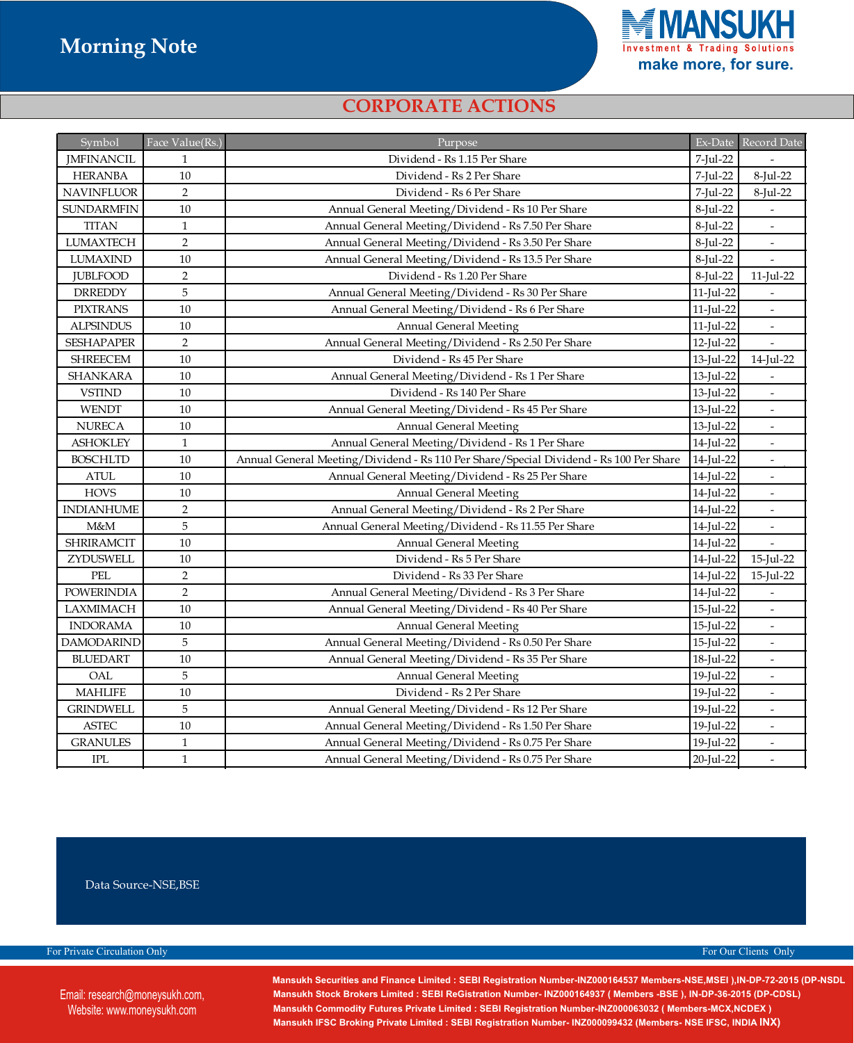# CORPORATE ACTIONS

| Symbol | Face Value(Rs.) | Purpose | Ex-Date | Record Date |
|---|---|---|---|---|
| JMFINANCIL | 1 | Dividend - Rs 1.15 Per Share | 7-Jul-22 | - |
| HERANBA | 10 | Dividend - Rs 2 Per Share | 7-Jul-22 | 8-Jul-22 |
| NAVINFLUOR | 2 | Dividend - Rs 6 Per Share | 7-Jul-22 | 8-Jul-22 |
| SUNDARMFIN | 10 | Annual General Meeting/Dividend - Rs 10 Per Share | 8-Jul-22 | - |
| TITAN | 1 | Annual General Meeting/Dividend - Rs 7.50 Per Share | 8-Jul-22 | - |
| LUMAXTECH | 2 | Annual General Meeting/Dividend - Rs 3.50 Per Share | 8-Jul-22 | - |
| LUMAXIND | 10 | Annual General Meeting/Dividend - Rs 13.5 Per Share | 8-Jul-22 | - |
| JUBLFOOD | 2 | Dividend - Rs 1.20 Per Share | 8-Jul-22 | 11-Jul-22 |
| DRREDDY | 5 | Annual General Meeting/Dividend - Rs 30 Per Share | 11-Jul-22 | - |
| PIXTRANS | 10 | Annual General Meeting/Dividend - Rs 6 Per Share | 11-Jul-22 | - |
| ALPSINDUS | 10 | Annual General Meeting | 11-Jul-22 | - |
| SESHAPAPER | 2 | Annual General Meeting/Dividend - Rs 2.50 Per Share | 12-Jul-22 | - |
| SHREECEM | 10 | Dividend - Rs 45 Per Share | 13-Jul-22 | 14-Jul-22 |
| SHANKARA | 10 | Annual General Meeting/Dividend - Rs 1 Per Share | 13-Jul-22 | - |
| VSTIND | 10 | Dividend - Rs 140 Per Share | 13-Jul-22 | - |
| WENDT | 10 | Annual General Meeting/Dividend - Rs 45 Per Share | 13-Jul-22 | - |
| NURECA | 10 | Annual General Meeting | 13-Jul-22 | - |
| ASHOKLEY | 1 | Annual General Meeting/Dividend - Rs 1 Per Share | 14-Jul-22 | - |
| BOSCHLTD | 10 | Annual General Meeting/Dividend - Rs 110 Per Share/Special Dividend - Rs 100 Per Share | 14-Jul-22 | - |
| ATUL | 10 | Annual General Meeting/Dividend - Rs 25 Per Share | 14-Jul-22 | - |
| HOVS | 10 | Annual General Meeting | 14-Jul-22 | - |
| INDIANHUME | 2 | Annual General Meeting/Dividend - Rs 2 Per Share | 14-Jul-22 | - |
| M&M | 5 | Annual General Meeting/Dividend - Rs 11.55 Per Share | 14-Jul-22 | - |
| SHRIRAMCIT | 10 | Annual General Meeting | 14-Jul-22 | - |
| ZYDUSWELL | 10 | Dividend - Rs 5 Per Share | 14-Jul-22 | 15-Jul-22 |
| PEL | 2 | Dividend - Rs 33 Per Share | 14-Jul-22 | 15-Jul-22 |
| POWERINDIA | 2 | Annual General Meeting/Dividend - Rs 3 Per Share | 14-Jul-22 | - |
| LAXMIMACH | 10 | Annual General Meeting/Dividend - Rs 40 Per Share | 15-Jul-22 | - |
| INDORAMA | 10 | Annual General Meeting | 15-Jul-22 | - |
| DAMODARIND | 5 | Annual General Meeting/Dividend - Rs 0.50 Per Share | 15-Jul-22 | - |
| BLUEDART | 10 | Annual General Meeting/Dividend - Rs 35 Per Share | 18-Jul-22 | - |
| OAL | 5 | Annual General Meeting | 19-Jul-22 | - |
| MAHLIFE | 10 | Dividend - Rs 2 Per Share | 19-Jul-22 | - |
| GRINDWELL | 5 | Annual General Meeting/Dividend - Rs 12 Per Share | 19-Jul-22 | - |
| ASTEC | 10 | Annual General Meeting/Dividend - Rs 1.50 Per Share | 19-Jul-22 | - |
| GRANULES | 1 | Annual General Meeting/Dividend - Rs 0.75 Per Share | 19-Jul-22 | - |
| IPL | 1 | Annual General Meeting/Dividend - Rs 0.75 Per Share | 20-Jul-22 | - |

Data Source-NSE,BSE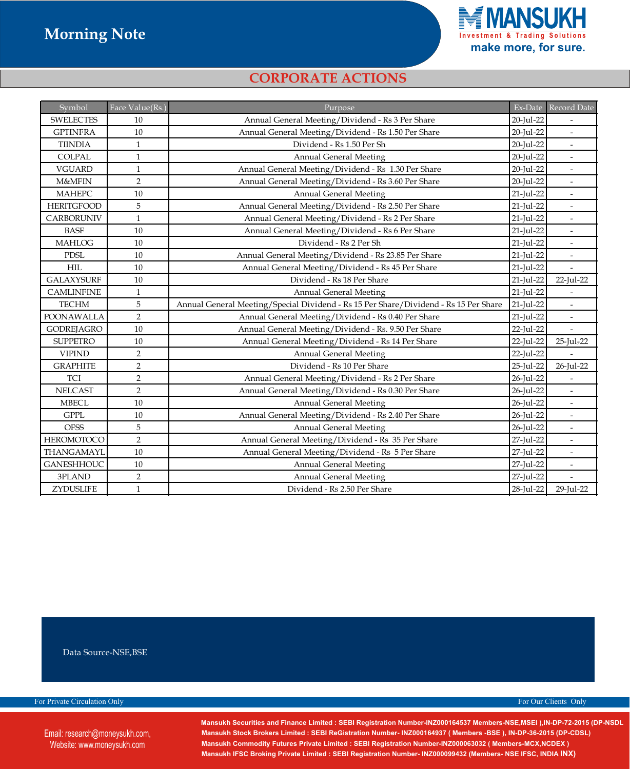# CORPORATE ACTIONS

| Symbol | Face Value(Rs.) | Purpose | Ex-Date | Record Date |
|---|---|---|---|---|
| SWELECTES | 10 | Annual General Meeting/Dividend - Rs 3 Per Share | 20-Jul-22 | - |
| GPTINFRA | 10 | Annual General Meeting/Dividend - Rs 1.50 Per Share | 20-Jul-22 | - |
| TIINDIA | 1 | Dividend - Rs 1.50 Per Sh | 20-Jul-22 | - |
| COLPAL | 1 | Annual General Meeting | 20-Jul-22 | - |
| VGUARD | 1 | Annual General Meeting/Dividend - Rs 1.30 Per Share | 20-Jul-22 | - |
| M&MFIN | 2 | Annual General Meeting/Dividend - Rs 3.60 Per Share | 20-Jul-22 | - |
| MAHEPC | 10 | Annual General Meeting | 21-Jul-22 | - |
| HERITGFOOD | 5 | Annual General Meeting/Dividend - Rs 2.50 Per Share | 21-Jul-22 | - |
| CARBORUNIV | 1 | Annual General Meeting/Dividend - Rs 2 Per Share | 21-Jul-22 | - |
| BASF | 10 | Annual General Meeting/Dividend - Rs 6 Per Share | 21-Jul-22 | - |
| MAHLOG | 10 | Dividend - Rs 2 Per Sh | 21-Jul-22 | - |
| PDSL | 10 | Annual General Meeting/Dividend - Rs 23.85 Per Share | 21-Jul-22 | - |
| HIL | 10 | Annual General Meeting/Dividend - Rs 45 Per Share | 21-Jul-22 | - |
| GALAXYSURF | 10 | Dividend - Rs 18 Per Share | 21-Jul-22 | 22-Jul-22 |
| CAMLINFINE | 1 | Annual General Meeting | 21-Jul-22 | - |
| TECHM | 5 | Annual General Meeting/Special Dividend - Rs 15 Per Share/Dividend - Rs 15 Per Share | 21-Jul-22 | - |
| POONAWALLA | 2 | Annual General Meeting/Dividend - Rs 0.40 Per Share | 21-Jul-22 | - |
| GODREJAGRO | 10 | Annual General Meeting/Dividend - Rs. 9.50 Per Share | 22-Jul-22 | - |
| SUPPETRO | 10 | Annual General Meeting/Dividend - Rs 14 Per Share | 22-Jul-22 | 25-Jul-22 |
| VIPIND | 2 | Annual General Meeting | 22-Jul-22 | - |
| GRAPHITE | 2 | Dividend - Rs 10 Per Share | 25-Jul-22 | 26-Jul-22 |
| TCI | 2 | Annual General Meeting/Dividend - Rs 2 Per Share | 26-Jul-22 | - |
| NELCAST | 2 | Annual General Meeting/Dividend - Rs 0.30 Per Share | 26-Jul-22 | - |
| MBECL | 10 | Annual General Meeting | 26-Jul-22 | - |
| GPPL | 10 | Annual General Meeting/Dividend - Rs 2.40 Per Share | 26-Jul-22 | - |
| OFSS | 5 | Annual General Meeting | 26-Jul-22 | - |
| HEROMOTOCO | 2 | Annual General Meeting/Dividend - Rs 35 Per Share | 27-Jul-22 | - |
| THANGAMAYL | 10 | Annual General Meeting/Dividend - Rs 5 Per Share | 27-Jul-22 | - |
| GANESHHOUC | 10 | Annual General Meeting | 27-Jul-22 | - |
| 3PLAND | 2 | Annual General Meeting | 27-Jul-22 | - |
| ZYDUSLIFE | 1 | Dividend - Rs 2.50 Per Share | 28-Jul-22 | 29-Jul-22 |

Data Source-NSE,BSE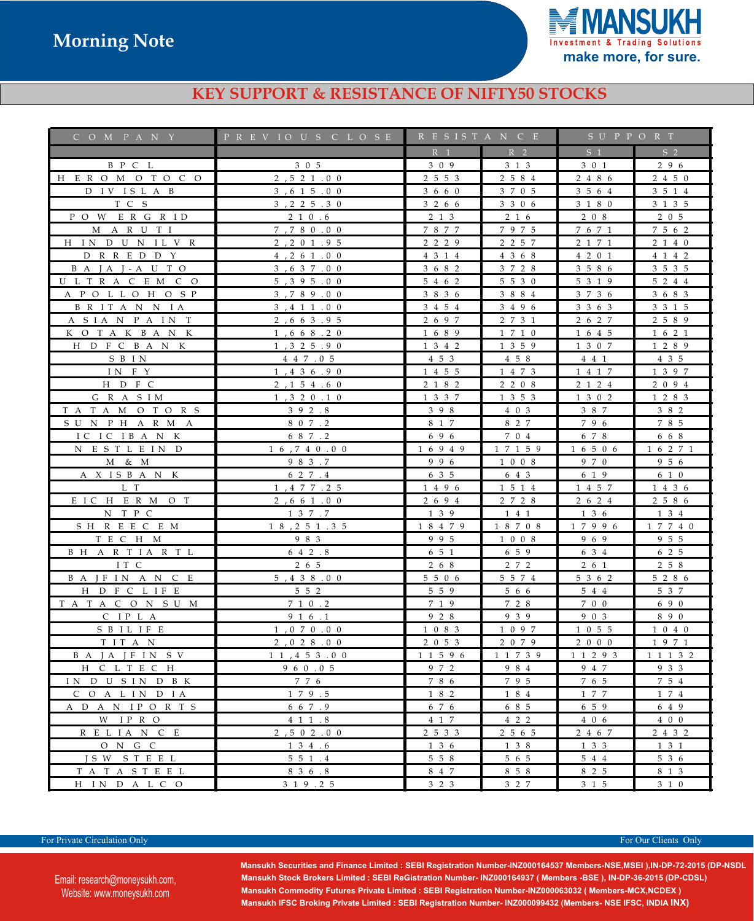## KEY SUPPORT & RESISTANCE OF NIFTY50 STOCKS

| COMPANY | PREVIOUS CLOSE | RESISTANCE | | SUPPORT | |
|---|---|---|---|---|---|
| | | R1 | R2 | S1 | S2 |
| BPCL | 305 | 309 | 313 | 301 | 296 |
| HEROMOTOCO | 2,521.00 | 2553 | 2584 | 2486 | 2450 |
| DIVISLAB | 3,615.00 | 3660 | 3705 | 3564 | 3514 |
| TCS | 3,225.30 | 3266 | 3306 | 3180 | 3135 |
| POWERGRID | 210.6 | 213 | 216 | 208 | 205 |
| MARUTI | 7,780.00 | 7877 | 7975 | 7671 | 7562 |
| HINDUNILVR | 2,201.95 | 2229 | 2257 | 2171 | 2140 |
| DRREDDY | 4,261.00 | 4314 | 4368 | 4201 | 4142 |
| BAJAJ-AUTO | 3,637.00 | 3682 | 3728 | 3586 | 3535 |
| ULTRACEMCO | 5,395.00 | 5462 | 5530 | 5319 | 5244 |
| APOLLOHOSP | 3,789.00 | 3836 | 3884 | 3736 | 3683 |
| BRITANNIA | 3,411.00 | 3454 | 3496 | 3363 | 3315 |
| ASIANPAINT | 2,663.95 | 2697 | 2731 | 2627 | 2589 |
| KOTAKBANK | 1,668.20 | 1689 | 1710 | 1645 | 1621 |
| HDFCBANK | 1,325.90 | 1342 | 1359 | 1307 | 1289 |
| SBIN | 447.05 | 453 | 458 | 441 | 435 |
| INFY | 1,436.90 | 1455 | 1473 | 1417 | 1397 |
| HDFC | 2,154.60 | 2182 | 2208 | 2124 | 2094 |
| GRASIM | 1,320.10 | 1337 | 1353 | 1302 | 1283 |
| TATAMOTORS | 392.8 | 398 | 403 | 387 | 382 |
| SUNPHARMA | 807.2 | 817 | 827 | 796 | 785 |
| ICICIBANK | 687.2 | 696 | 704 | 678 | 668 |
| NESTLEIND | 16,740.00 | 16949 | 17159 | 16506 | 16271 |
| M&M | 983.7 | 996 | 1008 | 970 | 956 |
| AXISBANK | 627.4 | 635 | 643 | 619 | 610 |
| LT | 1,477.25 | 1496 | 1514 | 1457 | 1436 |
| EICHERMOT | 2,661.00 | 2694 | 2728 | 2624 | 2586 |
| NTPC | 137.7 | 139 | 141 | 136 | 134 |
| SHREECEM | 18,251.35 | 18479 | 18708 | 17996 | 17740 |
| TECHM | 983 | 995 | 1008 | 969 | 955 |
| BHARTIARTL | 642.8 | 651 | 659 | 634 | 625 |
| ITC | 265 | 268 | 272 | 261 | 258 |
| BAJFINANCE | 5,438.00 | 5506 | 5574 | 5362 | 5286 |
| HDFCLIFE | 552 | 559 | 566 | 544 | 537 |
| TATACONSUM | 710.2 | 719 | 728 | 700 | 690 |
| CIPLA | 916.1 | 928 | 939 | 903 | 890 |
| SBILIFE | 1,070.00 | 1083 | 1097 | 1055 | 1040 |
| TITAN | 2,028.00 | 2053 | 2079 | 2000 | 1971 |
| BAJAJFINSV | 11,453.00 | 11596 | 11739 | 11293 | 11132 |
| HCLTECH | 960.05 | 972 | 984 | 947 | 933 |
| INDUSINDBK | 776 | 786 | 795 | 765 | 754 |
| COALINDIA | 179.5 | 182 | 184 | 177 | 174 |
| ADANIPORTS | 667.9 | 676 | 685 | 659 | 649 |
| WIPRO | 411.8 | 417 | 422 | 406 | 400 |
| RELIANCE | 2,502.00 | 2533 | 2565 | 2467 | 2432 |
| ONGC | 134.6 | 136 | 138 | 133 | 131 |
| JSWSTEEL | 551.4 | 558 | 565 | 544 | 536 |
| TATASTEEL | 836.8 | 847 | 858 | 825 | 813 |
| HINDALCO | 319.25 | 323 | 327 | 315 | 310 |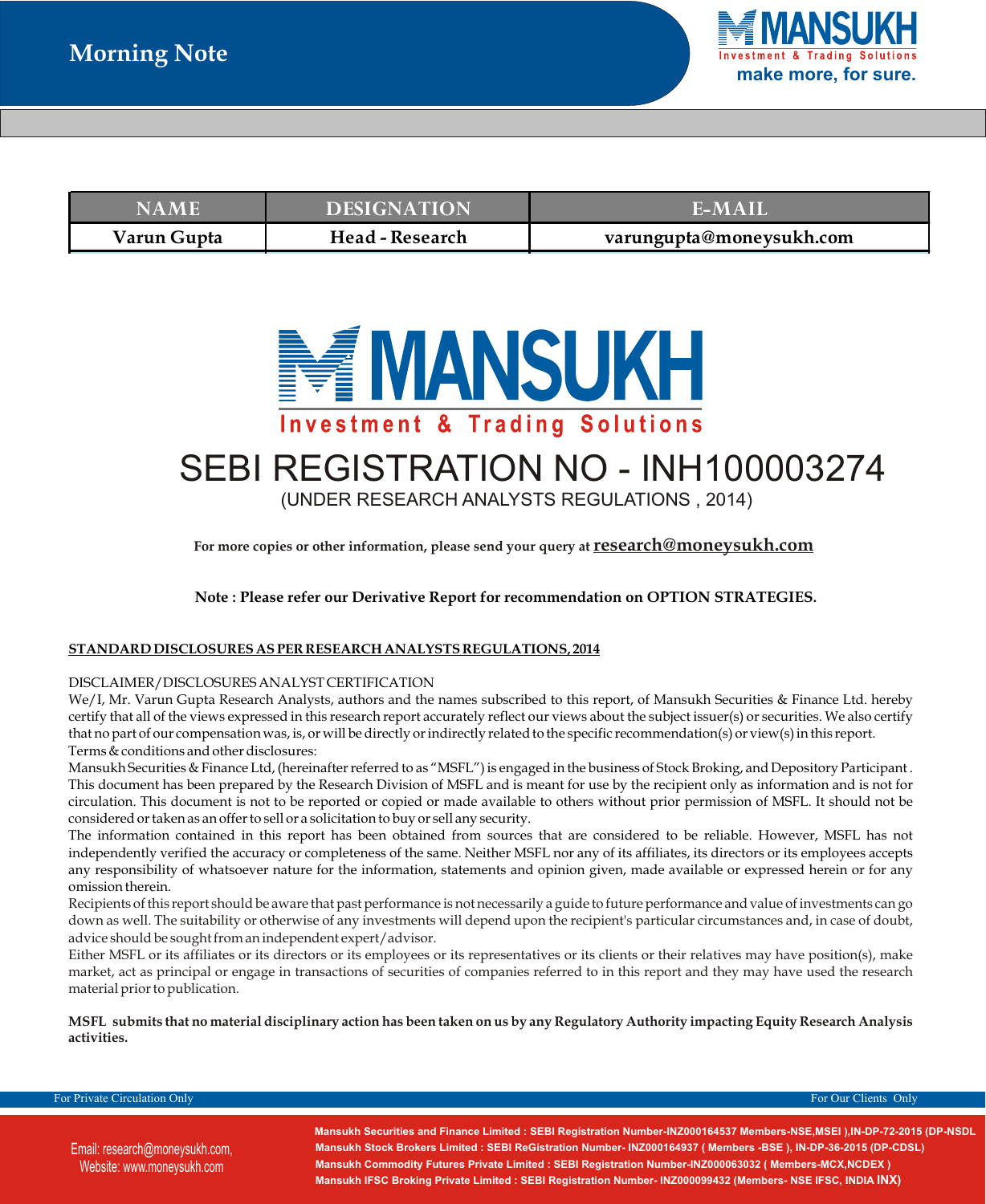| NAME | DESIGNATION | E-MAIL |
|---|---|---|
| Varun Gupta | Head - Research | varungupta@moneysukh.com |

MANSUKH

Investment & Trading Solutions

# SEBI REGISTRATION NO - INH100003274

(UNDER RESEARCH ANALYSTS REGULATIONS , 2014)

**For more copies or other information, please send your query at research@moneysukh.com**

**Note : Please refer our Derivative Report for recommendation on OPTION STRATEGIES.**

**STANDARD DISCLOSURES AS PER RESEARCH ANALYSTS REGULATIONS, 2014**

DISCLAIMER/DISCLOSURES ANALYST CERTIFICATION

We/I, Mr. Varun Gupta Research Analysts, authors and the names subscribed to this report, of Mansukh Securities & Finance Ltd. hereby certify that all of the views expressed in this research report accurately reflect our views about the subject issuer(s) or securities. We also certify that no part of our compensation was, is, or will be directly or indirectly related to the specific recommendation(s) or view(s) in this report.

Terms & conditions and other disclosures:

Mansukh Securities & Finance Ltd, (hereinafter referred to as "MSFL") is engaged in the business of Stock Broking, and Depository Participant . This document has been prepared by the Research Division of MSFL and is meant for use by the recipient only as information and is not for circulation. This document is not to be reported or copied or made available to others without prior permission of MSFL. It should not be considered or taken as an offer to sell or a solicitation to buy or sell any security.

The information contained in this report has been obtained from sources that are considered to be reliable. However, MSFL has not independently verified the accuracy or completeness of the same. Neither MSFL nor any of its affiliates, its directors or its employees accepts any responsibility of whatsoever nature for the information, statements and opinion given, made available or expressed herein or for any omission therein.

Recipients of this report should be aware that past performance is not necessarily a guide to future performance and value of investments can go down as well. The suitability or otherwise of any investments will depend upon the recipient's particular circumstances and, in case of doubt, advice should be sought from an independent expert/advisor.

Either MSFL or its affiliates or its directors or its employees or its representatives or its clients or their relatives may have position(s), make market, act as principal or engage in transactions of securities of companies referred to in this report and they may have used the research material prior to publication.

**MSFL submits that no material disciplinary action has been taken on us by any Regulatory Authority impacting Equity Research Analysis activities.**

For Private Circulation Only — For Our Clients Only

Email: research@moneysukh.com,
Website: www.moneysukh.com

**Mansukh Securities and Finance Limited : SEBI Registration Number-INZ000164537 Members-NSE,MSEI ),IN-DP-72-2015 (DP-NSDL**

**Mansukh Stock Brokers Limited : SEBI ReGistration Number- INZ000164937 ( Members -BSE ), IN-DP-36-2015 (DP-CDSL)**

**Mansukh Commodity Futures Private Limited : SEBI Registration Number-INZ000063032 ( Members-MCX,NCDEX )**

**Mansukh IFSC Broking Private Limited : SEBI Registration Number- INZ000099432 (Members- NSE IFSC, INDIA INX)**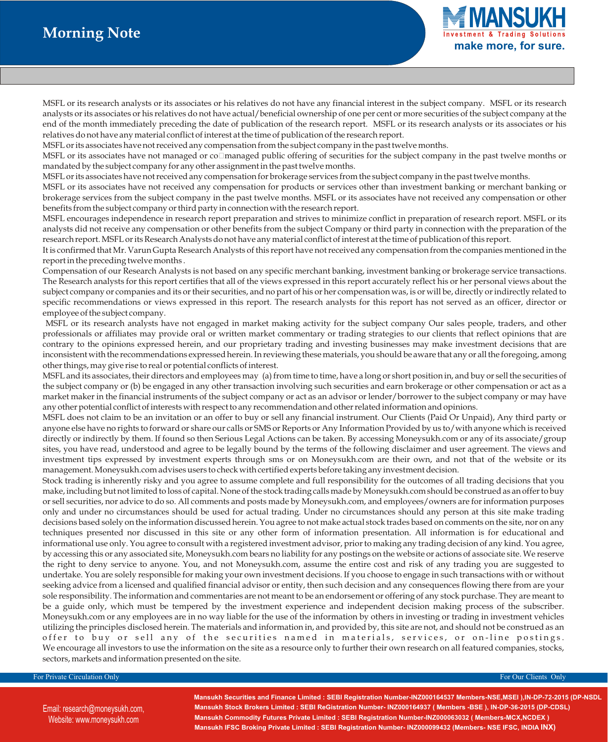MSFL or its research analysts or its associates or his relatives do not have any financial interest in the subject company. MSFL or its research analysts or its associates or his relatives do not have actual/beneficial ownership of one per cent or more securities of the subject company at the end of the month immediately preceding the date of publication of the research report. MSFL or its research analysts or its associates or his relatives do not have any material conflict of interest at the time of publication of the research report.

MSFL or its associates have not received any compensation from the subject company in the past twelve months.

MSFL or its associates have not managed or co managed public offering of securities for the subject company in the past twelve months or mandated by the subject company for any other assignment in the past twelve months.

MSFL or its associates have not received any compensation for brokerage services from the subject company in the past twelve months.

MSFL or its associates have not received any compensation for products or services other than investment banking or merchant banking or brokerage services from the subject company in the past twelve months. MSFL or its associates have not received any compensation or other benefits from the subject company or third party in connection with the research report.

MSFL encourages independence in research report preparation and strives to minimize conflict in preparation of research report. MSFL or its analysts did not receive any compensation or other benefits from the subject Company or third party in connection with the preparation of the research report. MSFL or its Research Analysts do not have any material conflict of interest at the time of publication of this report.

It is confirmed that Mr. Varun Gupta Research Analysts of this report have not received any compensation from the companies mentioned in the report in the preceding twelve months .

Compensation of our Research Analysts is not based on any specific merchant banking, investment banking or brokerage service transactions. The Research analysts for this report certifies that all of the views expressed in this report accurately reflect his or her personal views about the subject company or companies and its or their securities, and no part of his or her compensation was, is or will be, directly or indirectly related to specific recommendations or views expressed in this report. The research analysts for this report has not served as an officer, director or employee of the subject company.

MSFL or its research analysts have not engaged in market making activity for the subject company Our sales people, traders, and other professionals or affiliates may provide oral or written market commentary or trading strategies to our clients that reflect opinions that are contrary to the opinions expressed herein, and our proprietary trading and investing businesses may make investment decisions that are inconsistent with the recommendations expressed herein. In reviewing these materials, you should be aware that any or all the foregoing, among other things, may give rise to real or potential conflicts of interest.

MSFL and its associates, their directors and employees may (a) from time to time, have a long or short position in, and buy or sell the securities of the subject company or (b) be engaged in any other transaction involving such securities and earn brokerage or other compensation or act as a market maker in the financial instruments of the subject company or act as an advisor or lender/borrower to the subject company or may have any other potential conflict of interests with respect to any recommendation and other related information and opinions.

MSFL does not claim to be an invitation or an offer to buy or sell any financial instrument. Our Clients (Paid Or Unpaid), Any third party or anyone else have no rights to forward or share our calls or SMS or Reports or Any Information Provided by us to/with anyone which is received directly or indirectly by them. If found so then Serious Legal Actions can be taken. By accessing Moneysukh.com or any of its associate/group sites, you have read, understood and agree to be legally bound by the terms of the following disclaimer and user agreement. The views and investment tips expressed by investment experts through sms or on Moneysukh.com are their own, and not that of the website or its management. Moneysukh.com advises users to check with certified experts before taking any investment decision.

Stock trading is inherently risky and you agree to assume complete and full responsibility for the outcomes of all trading decisions that you make, including but not limited to loss of capital. None of the stock trading calls made by Moneysukh.com should be construed as an offer to buy or sell securities, nor advice to do so. All comments and posts made by Moneysukh.com, and employees/owners are for information purposes only and under no circumstances should be used for actual trading. Under no circumstances should any person at this site make trading decisions based solely on the information discussed herein. You agree to not make actual stock trades based on comments on the site, nor on any techniques presented nor discussed in this site or any other form of information presentation. All information is for educational and informational use only. You agree to consult with a registered investment advisor, prior to making any trading decision of any kind. You agree, by accessing this or any associated site, Moneysukh.com bears no liability for any postings on the website or actions of associate site. We reserve the right to deny service to anyone. You, and not Moneysukh.com, assume the entire cost and risk of any trading you are suggested to undertake. You are solely responsible for making your own investment decisions. If you choose to engage in such transactions with or without seeking advice from a licensed and qualified financial advisor or entity, then such decision and any consequences flowing there from are your sole responsibility. The information and commentaries are not meant to be an endorsement or offering of any stock purchase. They are meant to be a guide only, which must be tempered by the investment experience and independent decision making process of the subscriber. Moneysukh.com or any employees are in no way liable for the use of the information by others in investing or trading in investment vehicles utilizing the principles disclosed herein. The materials and information in, and provided by, this site are not, and should not be construed as an offer to buy or sell any of the securities named in materials, services, or on-line postings. We encourage all investors to use the information on the site as a resource only to further their own research on all featured companies, stocks, sectors, markets and information presented on the site.

For Private Circulation Only

For Our Clients Only

Email: research@moneysukh.com,
Website: www.moneysukh.com

**Mansukh Securities and Finance Limited : SEBI Registration Number-INZ000164537 Members-NSE,MSEI ),IN-DP-72-2015 (DP-NSDL**
**Mansukh Stock Brokers Limited : SEBI ReGistration Number- INZ000164937 ( Members -BSE ), IN-DP-36-2015 (DP-CDSL)**
**Mansukh Commodity Futures Private Limited : SEBI Registration Number-INZ000063032 ( Members-MCX,NCDEX )**
**Mansukh IFSC Broking Private Limited : SEBI Registration Number- INZ000099432 (Members- NSE IFSC, INDIA INX)**